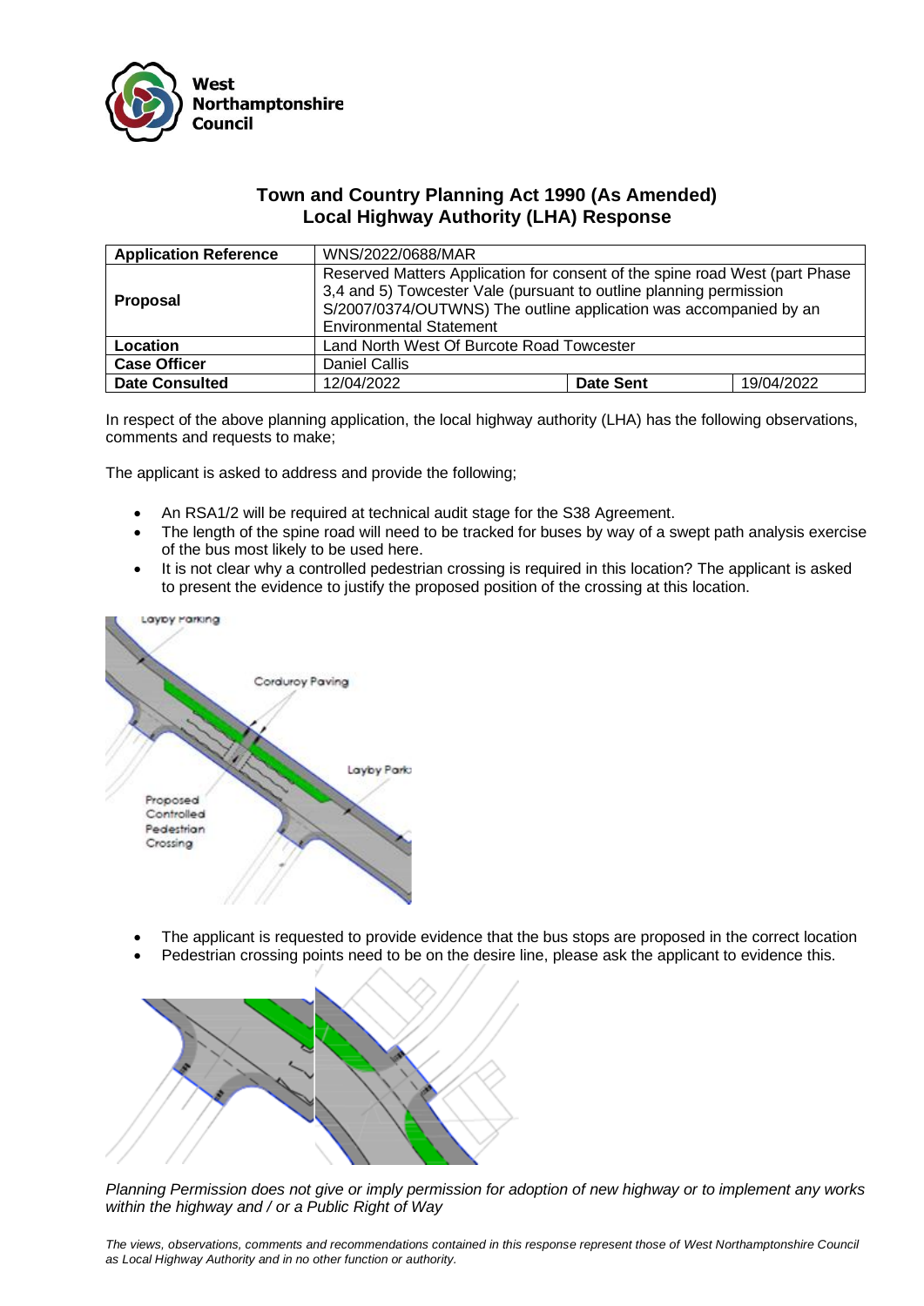West Northamptonshire Council

## Town and Country Planning Act 1990 (As Amended)
## Local Highway Authority (LHA) Response

| **Application Reference** | WNS/2022/0688/MAR | | |
|---|---|---|---|
| **Proposal** | Reserved Matters Application for consent of the spine road West (part Phase 3,4 and 5) Towcester Vale (pursuant to outline planning permission S/2007/0374/OUTWNS) The outline application was accompanied by an Environmental Statement | | |
| **Location** | Land North West Of Burcote Road Towcester | | |
| **Case Officer** | Daniel Callis | | |
| **Date Consulted** | 12/04/2022 | **Date Sent** | 19/04/2022 |

In respect of the above planning application, the local highway authority (LHA) has the following observations, comments and requests to make;

The applicant is asked to address and provide the following;

- An RSA1/2 will be required at technical audit stage for the S38 Agreement.
- The length of the spine road will need to be tracked for buses by way of a swept path analysis exercise of the bus most likely to be used here.
- It is not clear why a controlled pedestrian crossing is required in this location? The applicant is asked to present the evidence to justify the proposed position of the crossing at this location.

- The applicant is requested to provide evidence that the bus stops are proposed in the correct location
- Pedestrian crossing points need to be on the desire line, please ask the applicant to evidence this.

*Planning Permission does not give or imply permission for adoption of new highway or to implement any works within the highway and / or a Public Right of Way*

*The views, observations, comments and recommendations contained in this response represent those of West Northamptonshire Council as Local Highway Authority and in no other function or authority.*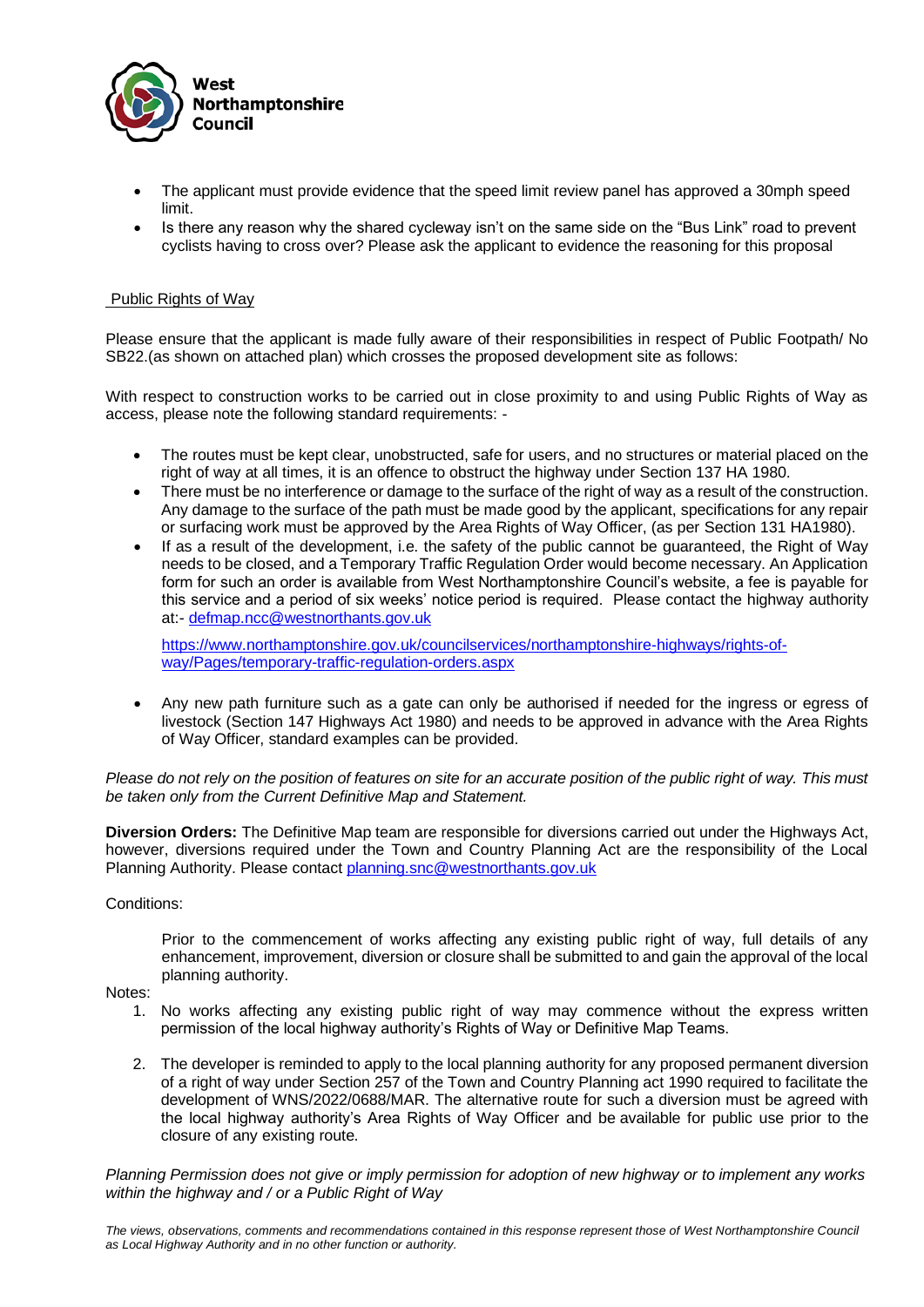- The applicant must provide evidence that the speed limit review panel has approved a 30mph speed limit.
- Is there any reason why the shared cycleway isn't on the same side on the "Bus Link" road to prevent cyclists having to cross over? Please ask the applicant to evidence the reasoning for this proposal

Public Rights of Way

Please ensure that the applicant is made fully aware of their responsibilities in respect of Public Footpath/ No SB22.(as shown on attached plan) which crosses the proposed development site as follows:

With respect to construction works to be carried out in close proximity to and using Public Rights of Way as access, please note the following standard requirements: -

- The routes must be kept clear, unobstructed, safe for users, and no structures or material placed on the right of way at all times, it is an offence to obstruct the highway under Section 137 HA 1980.
- There must be no interference or damage to the surface of the right of way as a result of the construction. Any damage to the surface of the path must be made good by the applicant, specifications for any repair or surfacing work must be approved by the Area Rights of Way Officer, (as per Section 131 HA1980).
- If as a result of the development, i.e. the safety of the public cannot be guaranteed, the Right of Way needs to be closed, and a Temporary Traffic Regulation Order would become necessary. An Application form for such an order is available from West Northamptonshire Council's website, a fee is payable for this service and a period of six weeks' notice period is required. Please contact the highway authority at:- defmap.ncc@westnorthants.gov.uk

  https://www.northamptonshire.gov.uk/councilservices/northamptonshire-highways/rights-of-way/Pages/temporary-traffic-regulation-orders.aspx

- Any new path furniture such as a gate can only be authorised if needed for the ingress or egress of livestock (Section 147 Highways Act 1980) and needs to be approved in advance with the Area Rights of Way Officer, standard examples can be provided.

*Please do not rely on the position of features on site for an accurate position of the public right of way. This must be taken only from the Current Definitive Map and Statement.*

**Diversion Orders:** The Definitive Map team are responsible for diversions carried out under the Highways Act, however, diversions required under the Town and Country Planning Act are the responsibility of the Local Planning Authority. Please contact planning.snc@westnorthants.gov.uk

Conditions:

Prior to the commencement of works affecting any existing public right of way, full details of any enhancement, improvement, diversion or closure shall be submitted to and gain the approval of the local planning authority.

Notes:

1. No works affecting any existing public right of way may commence without the express written permission of the local highway authority's Rights of Way or Definitive Map Teams.

2. The developer is reminded to apply to the local planning authority for any proposed permanent diversion of a right of way under Section 257 of the Town and Country Planning act 1990 required to facilitate the development of WNS/2022/0688/MAR. The alternative route for such a diversion must be agreed with the local highway authority's Area Rights of Way Officer and be available for public use prior to the closure of any existing route.

*Planning Permission does not give or imply permission for adoption of new highway or to implement any works within the highway and / or a Public Right of Way*

*The views, observations, comments and recommendations contained in this response represent those of West Northamptonshire Council as Local Highway Authority and in no other function or authority.*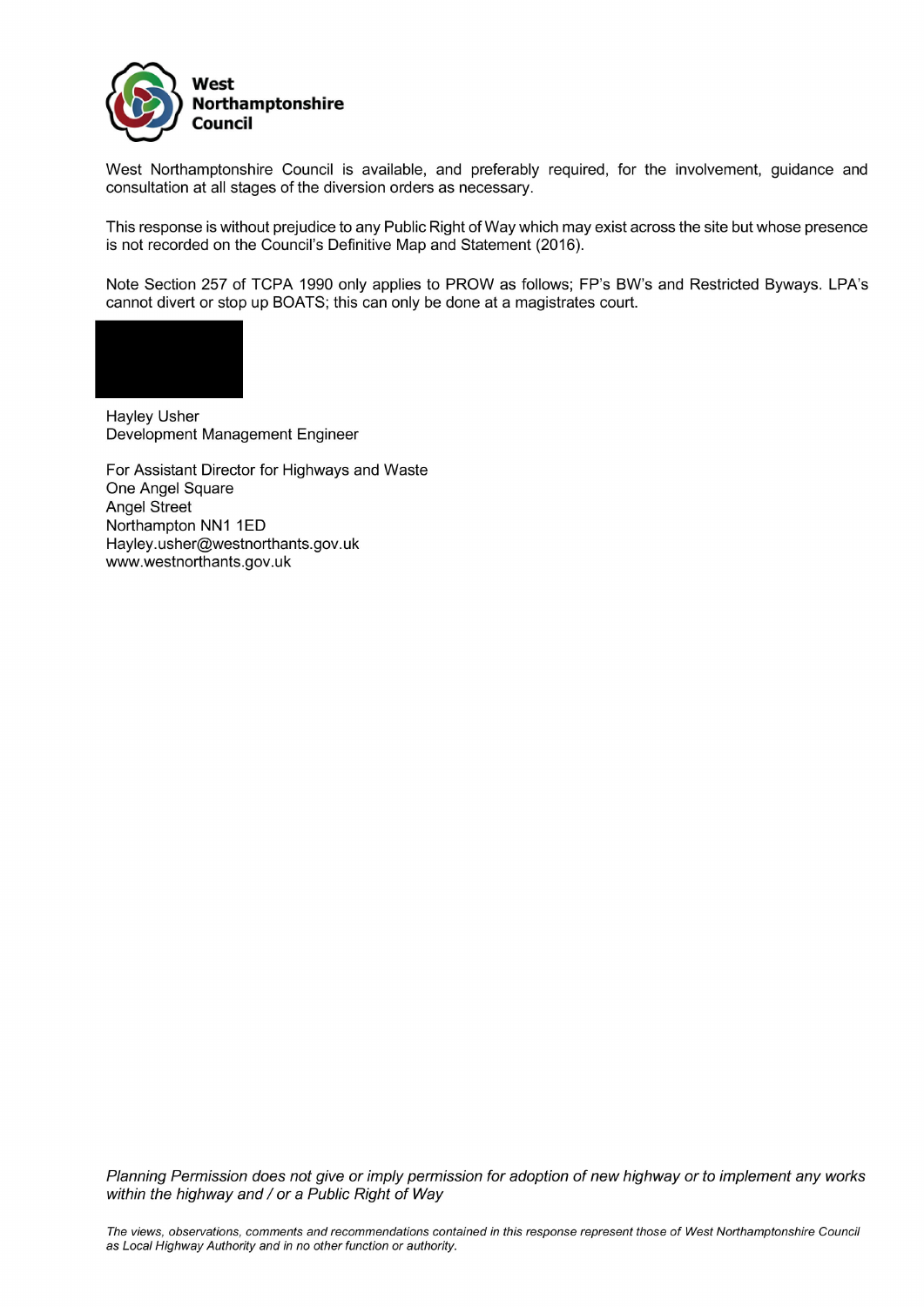**West Northamptonshire Council**

West Northamptonshire Council is available, and preferably required, for the involvement, guidance and consultation at all stages of the diversion orders as necessary.

This response is without prejudice to any Public Right of Way which may exist across the site but whose presence is not recorded on the Council's Definitive Map and Statement (2016).

Note Section 257 of TCPA 1990 only applies to PROW as follows; FP's BW's and Restricted Byways. LPA's cannot divert or stop up BOATS; this can only be done at a magistrates court.

Hayley Usher
Development Management Engineer

For Assistant Director for Highways and Waste
One Angel Square
Angel Street
Northampton NN1 1ED
Hayley.usher@westnorthants.gov.uk
www.westnorthants.gov.uk

*Planning Permission does not give or imply permission for adoption of new highway or to implement any works within the highway and / or a Public Right of Way*

*The views, observations, comments and recommendations contained in this response represent those of West Northamptonshire Council as Local Highway Authority and in no other function or authority.*